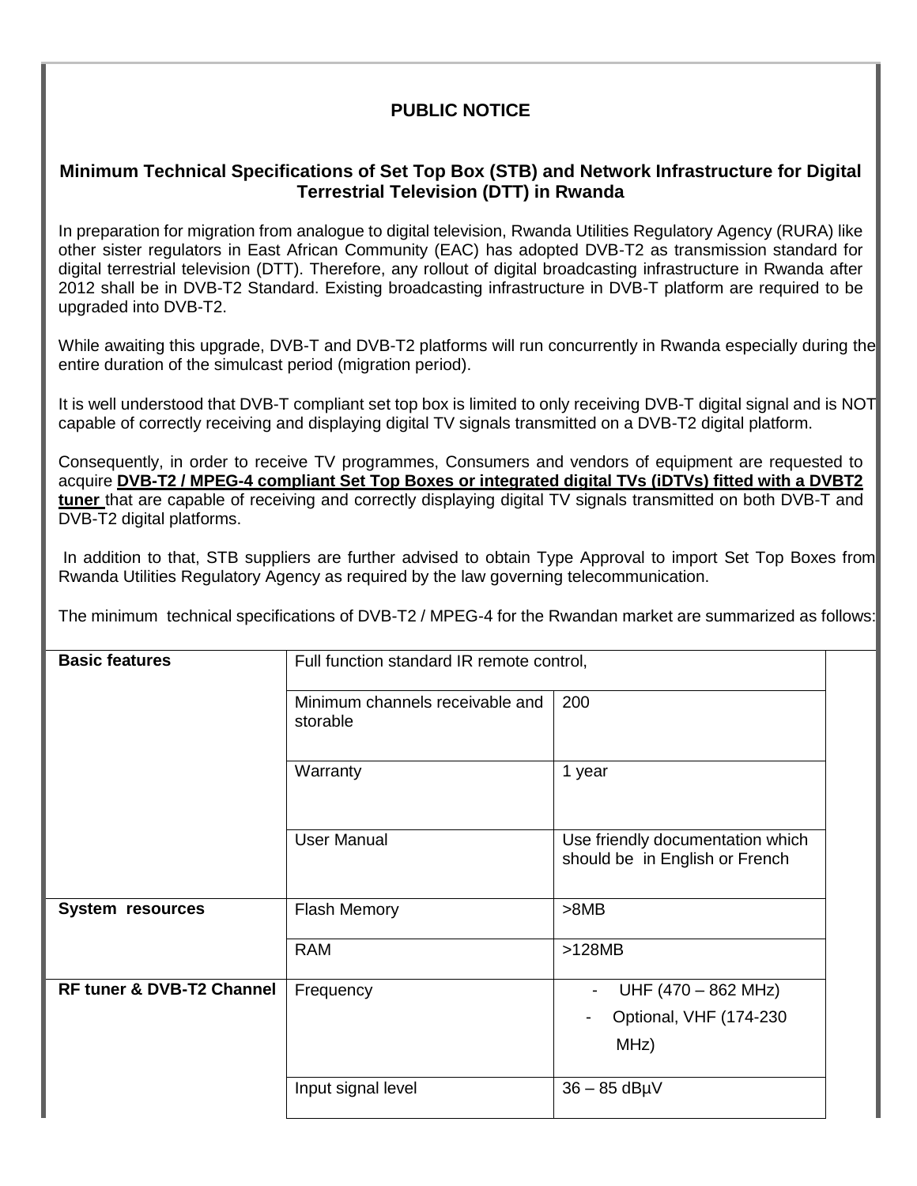# PUBLIC NOTICE

## Minimum Technical Specifications of Set Top Box (STB) and Network Infrastructure for Digital Terrestrial Television (DTT) in Rwanda

In preparation for migration from analogue to digital television, Rwanda Utilities Regulatory Agency (RURA) like other sister regulators in East African Community (EAC) has adopted DVB-T2 as transmission standard for digital terrestrial television (DTT). Therefore, any rollout of digital broadcasting infrastructure in Rwanda after 2012 shall be in DVB-T2 Standard. Existing broadcasting infrastructure in DVB-T platform are required to be upgraded into DVB-T2.

While awaiting this upgrade, DVB-T and DVB-T2 platforms will run concurrently in Rwanda especially during the entire duration of the simulcast period (migration period).

It is well understood that DVB-T compliant set top box is limited to only receiving DVB-T digital signal and is NOT capable of correctly receiving and displaying digital TV signals transmitted on a DVB-T2 digital platform.

Consequently, in order to receive TV programmes, Consumers and vendors of equipment are requested to acquire **DVB-T2 / MPEG-4 compliant Set Top Boxes or integrated digital TVs (iDTVs) fitted with a DVBT2 tuner** that are capable of receiving and correctly displaying digital TV signals transmitted on both DVB-T and DVB-T2 digital platforms.

In addition to that, STB suppliers are further advised to obtain Type Approval to import Set Top Boxes from Rwanda Utilities Regulatory Agency as required by the law governing telecommunication.

The minimum technical specifications of DVB-T2 / MPEG-4 for the Rwandan market are summarized as follows:

| | | |
|---|---|---|
| **Basic features** | Full function standard IR remote control, | |
| | Minimum channels receivable and storable | 200 |
| | Warranty | 1 year |
| | User Manual | Use friendly documentation which should be in English or French |
| **System resources** | Flash Memory | >8MB |
| | RAM | >128MB |
| **RF tuner & DVB-T2 Channel** | Frequency | - UHF (470 – 862 MHz)<br>- Optional, VHF (174-230 MHz) |
| | Input signal level | 36 – 85 dBµV |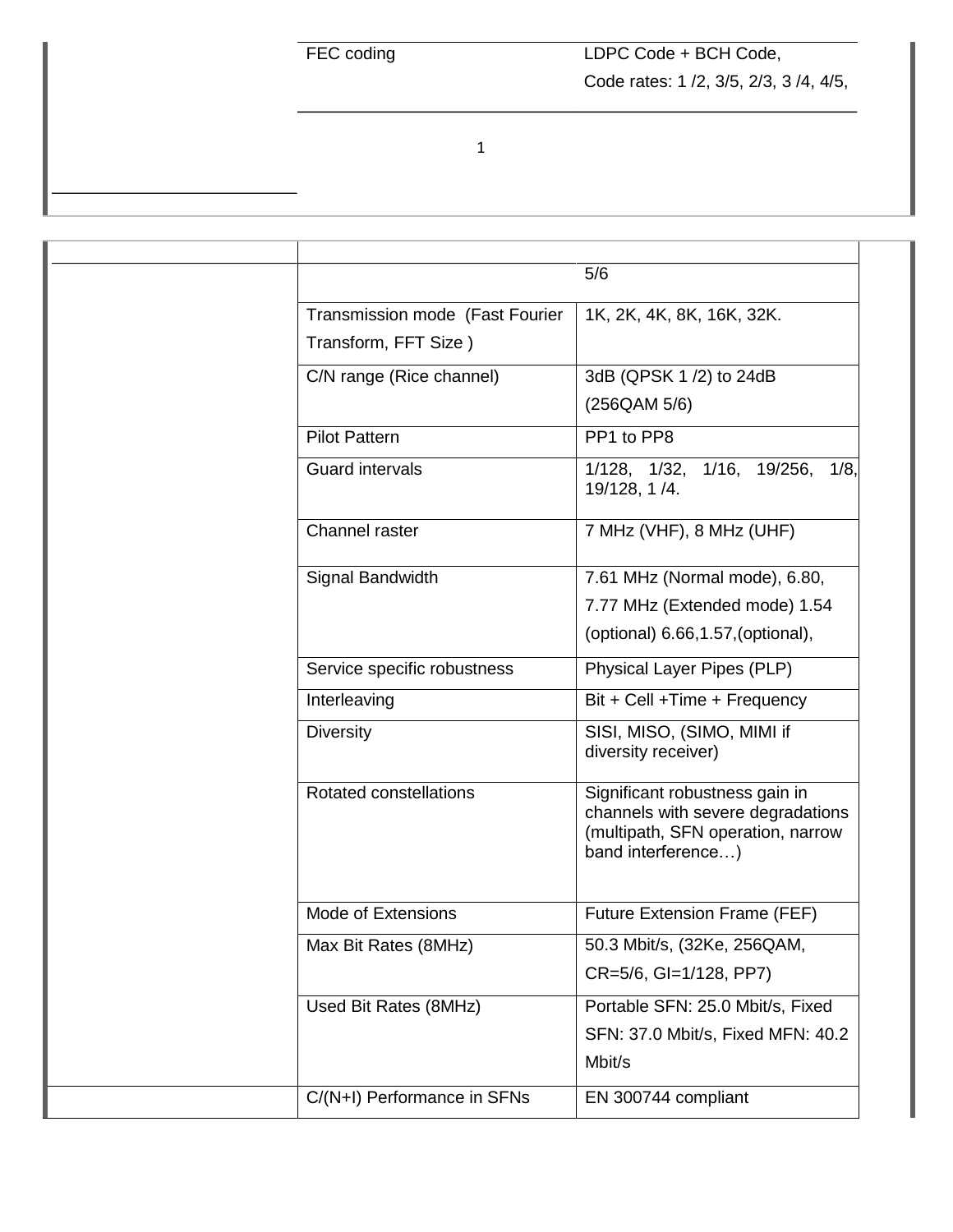| | | |
|---|---|---|
| | FEC coding | LDPC Code + BCH Code, Code rates: 1 /2, 3/5, 2/3, 3 /4, 4/5, 5/6 |
| | Transmission mode (Fast Fourier Transform, FFT Size ) | 1K, 2K, 4K, 8K, 16K, 32K. |
| | C/N range (Rice channel) | 3dB (QPSK 1 /2) to 24dB (256QAM 5/6) |
| | Pilot Pattern | PP1 to PP8 |
| | Guard intervals | 1/128, 1/32, 1/16, 19/256, 1/8, 19/128, 1 /4. |
| | Channel raster | 7 MHz (VHF), 8 MHz (UHF) |
| | Signal Bandwidth | 7.61 MHz (Normal mode), 6.80, 7.77 MHz (Extended mode) 1.54 (optional) 6.66,1.57,(optional), |
| | Service specific robustness | Physical Layer Pipes (PLP) |
| | Interleaving | Bit + Cell +Time + Frequency |
| | Diversity | SISI, MISO, (SIMO, MIMI if diversity receiver) |
| | Rotated constellations | Significant robustness gain in channels with severe degradations (multipath, SFN operation, narrow band interference…) |
| | Mode of Extensions | Future Extension Frame (FEF) |
| | Max Bit Rates (8MHz) | 50.3 Mbit/s, (32Ke, 256QAM, CR=5/6, GI=1/128, PP7) |
| | Used Bit Rates (8MHz) | Portable SFN: 25.0 Mbit/s, Fixed SFN: 37.0 Mbit/s, Fixed MFN: 40.2 Mbit/s |
| | C/(N+I) Performance in SFNs | EN 300744 compliant |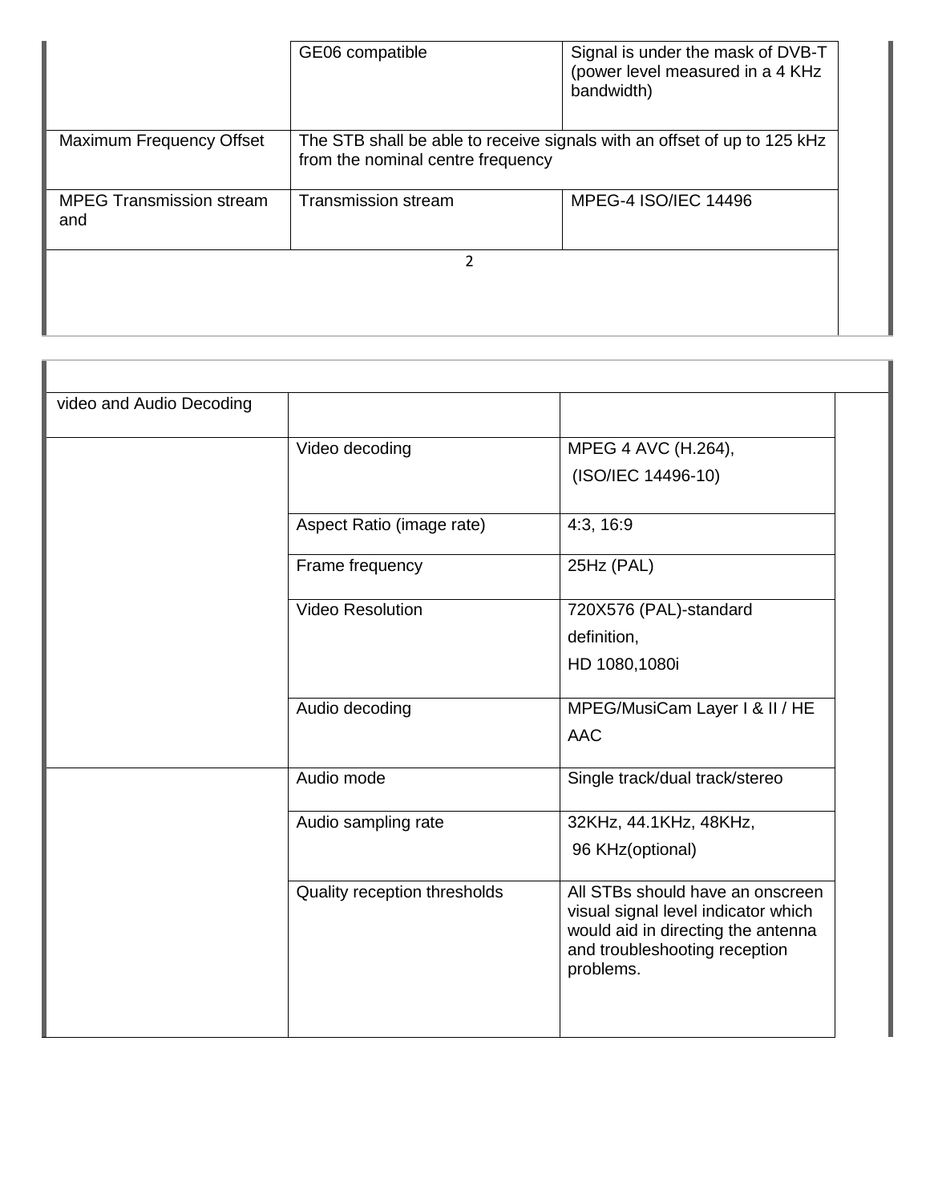| | | |
|---|---|---|
| | GE06 compatible | Signal is under the mask of DVB-T (power level measured in a 4 KHz bandwidth) |
| Maximum Frequency Offset | The STB shall be able to receive signals with an offset of up to 125 kHz from the nominal centre frequency | |
| MPEG Transmission stream and | Transmission stream | MPEG-4 ISO/IEC 14496 |

| | | |
|---|---|---|
| video and Audio Decoding | | |
| | Video decoding | MPEG 4 AVC (H.264), (ISO/IEC 14496-10) |
| | Aspect Ratio (image rate) | 4:3, 16:9 |
| | Frame frequency | 25Hz (PAL) |
| | Video Resolution | 720X576 (PAL)-standard definition, HD 1080,1080i |
| | Audio decoding | MPEG/MusiCam Layer I & II / HE AAC |
| | Audio mode | Single track/dual track/stereo |
| | Audio sampling rate | 32KHz, 44.1KHz, 48KHz, 96 KHz(optional) |
| | Quality reception thresholds | All STBs should have an onscreen visual signal level indicator which would aid in directing the antenna and troubleshooting reception problems. |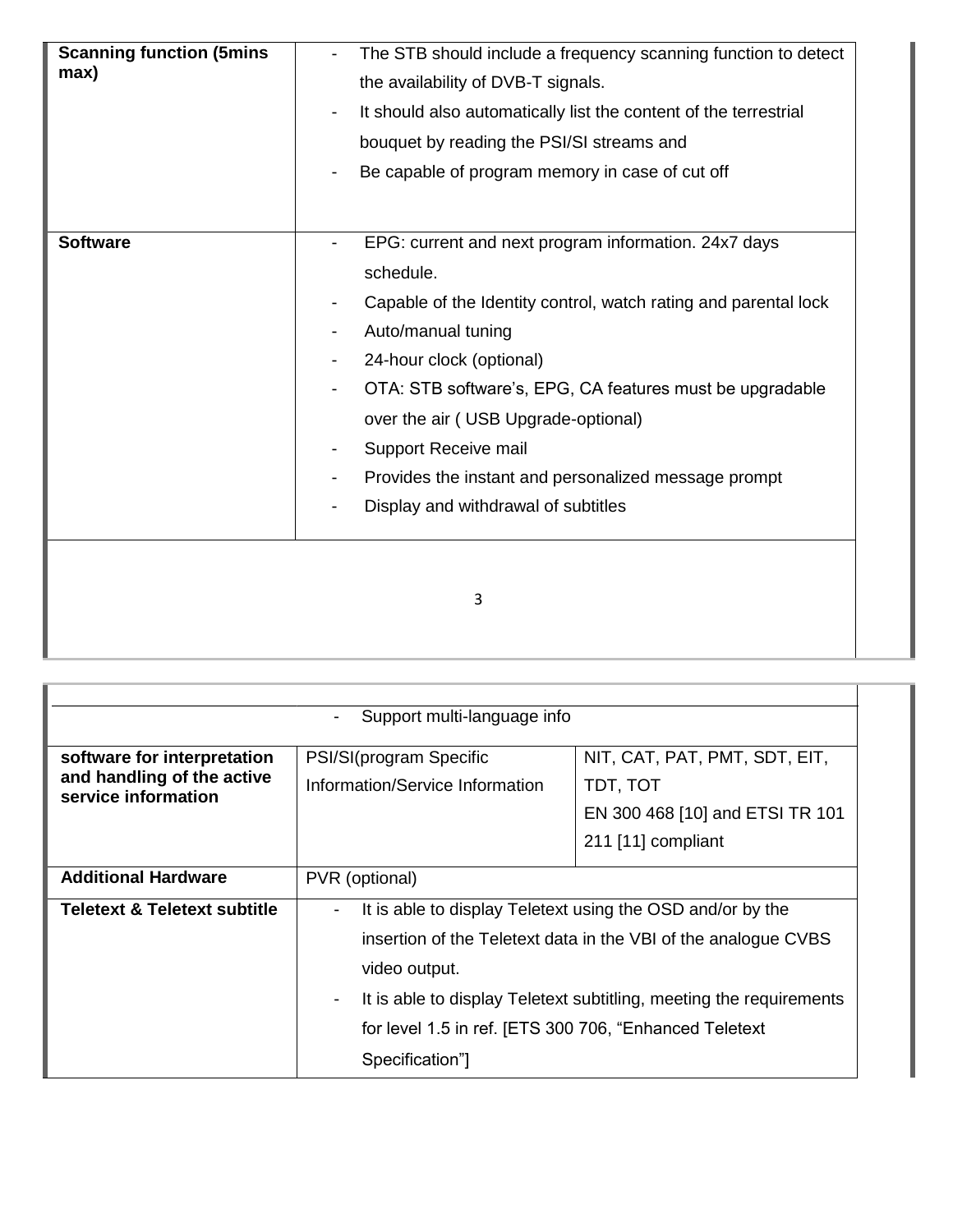| | | |
|---|---|---|
| **Scanning function (5mins max)** | - The STB should include a frequency scanning function to detect the availability of DVB-T signals.<br>- It should also automatically list the content of the terrestrial bouquet by reading the PSI/SI streams and<br>- Be capable of program memory in case of cut off | |
| **Software** | - EPG: current and next program information. 24x7 days schedule.<br>- Capable of the Identity control, watch rating and parental lock<br>- Auto/manual tuning<br>- 24-hour clock (optional)<br>- OTA: STB software's, EPG, CA features must be upgradable over the air ( USB Upgrade-optional)<br>- Support Receive mail<br>- Provides the instant and personalized message prompt<br>- Display and withdrawal of subtitles<br>- Support multi-language info | |
| **software for interpretation and handling of the active service information** | PSI/SI(program Specific Information/Service Information | NIT, CAT, PAT, PMT, SDT, EIT, TDT, TOT<br>EN 300 468 [10] and ETSI TR 101 211 [11] compliant |
| **Additional Hardware** | PVR (optional) | |
| **Teletext & Teletext subtitle** | - It is able to display Teletext using the OSD and/or by the insertion of the Teletext data in the VBI of the analogue CVBS video output.<br>- It is able to display Teletext subtitling, meeting the requirements for level 1.5 in ref. [ETS 300 706, "Enhanced Teletext Specification"] | |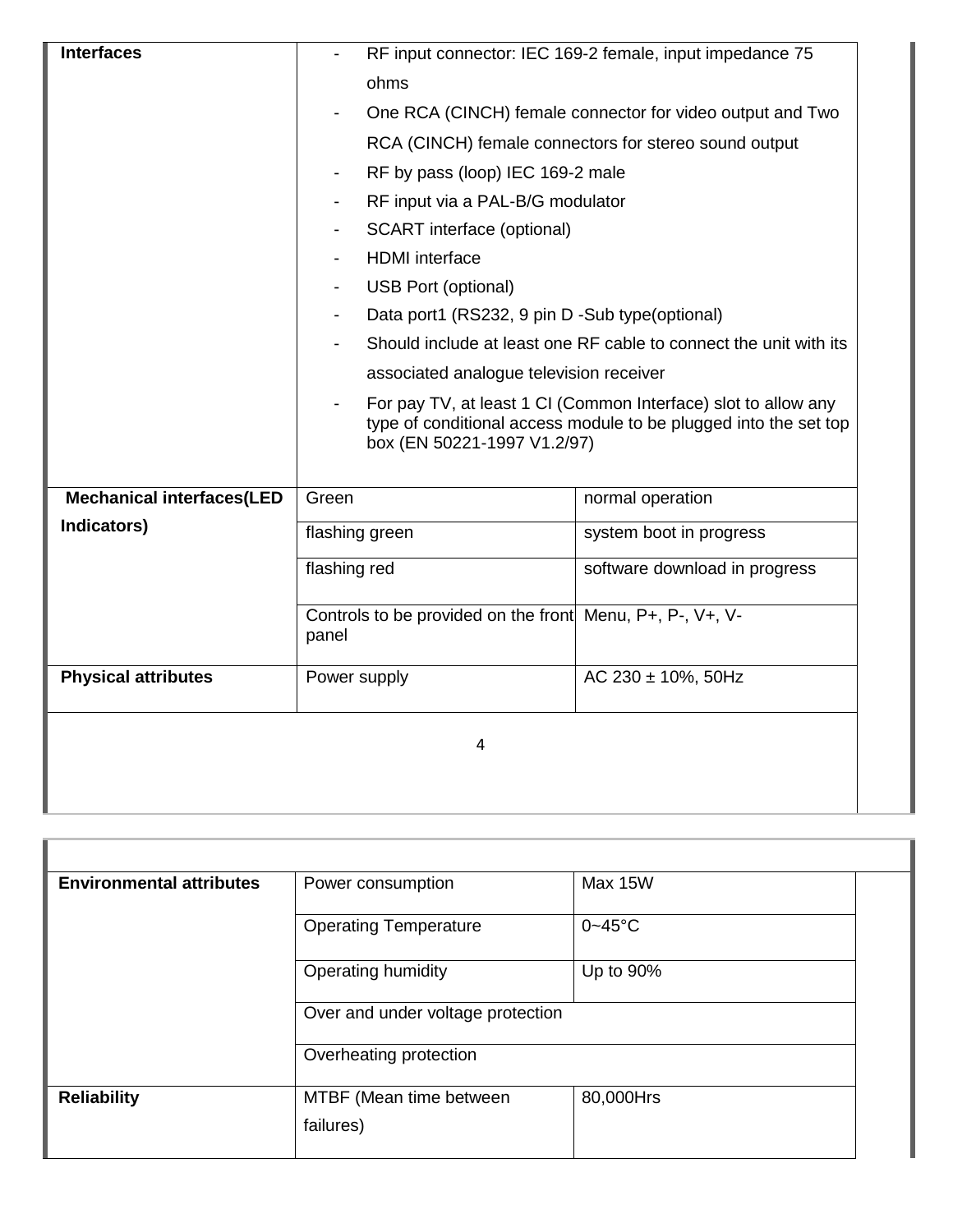| | | |
|---|---|---|
| **Interfaces** | - RF input connector: IEC 169-2 female, input impedance 75 ohms<br>- One RCA (CINCH) female connector for video output and Two RCA (CINCH) female connectors for stereo sound output<br>- RF by pass (loop) IEC 169-2 male<br>- RF input via a PAL-B/G modulator<br>- SCART interface (optional)<br>- HDMI interface<br>- USB Port (optional)<br>- Data port1 (RS232, 9 pin D -Sub type(optional)<br>- Should include at least one RF cable to connect the unit with its associated analogue television receiver<br>- For pay TV, at least 1 CI (Common Interface) slot to allow any type of conditional access module to be plugged into the set top box (EN 50221-1997 V1.2/97) | |
| **Mechanical interfaces(LED Indicators)** | Green | normal operation |
| | flashing green | system boot in progress |
| | flashing red | software download in progress |
| | Controls to be provided on the front panel | Menu, P+, P-, V+, V- |
| **Physical attributes** | Power supply | AC 230 ± 10%, 50Hz |
| **Environmental attributes** | Power consumption | Max 15W |
| | Operating Temperature | 0~45°C |
| | Operating humidity | Up to 90% |
| | Over and under voltage protection | |
| | Overheating protection | |
| **Reliability** | MTBF (Mean time between failures) | 80,000Hrs |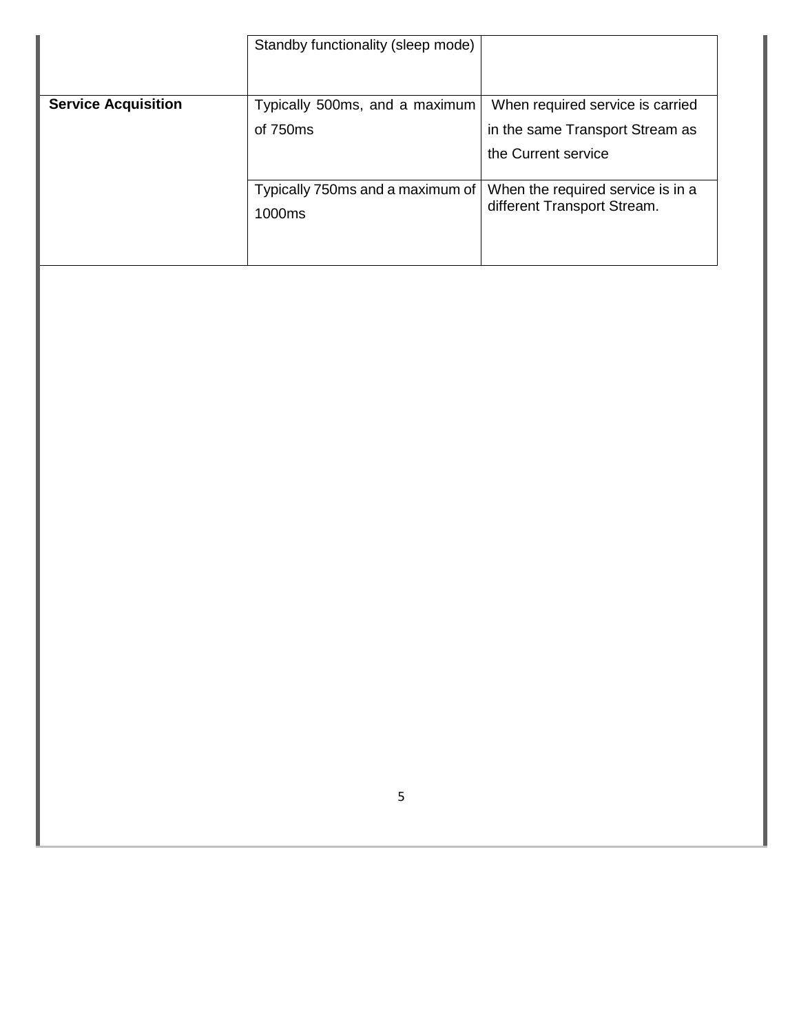| | | |
|---|---|---|
| | Standby functionality (sleep mode) | |
| **Service Acquisition** | Typically 500ms, and a maximum of 750ms | When required service is carried in the same Transport Stream as the Current service |
| | Typically 750ms and a maximum of 1000ms | When the required service is in a different Transport Stream. |